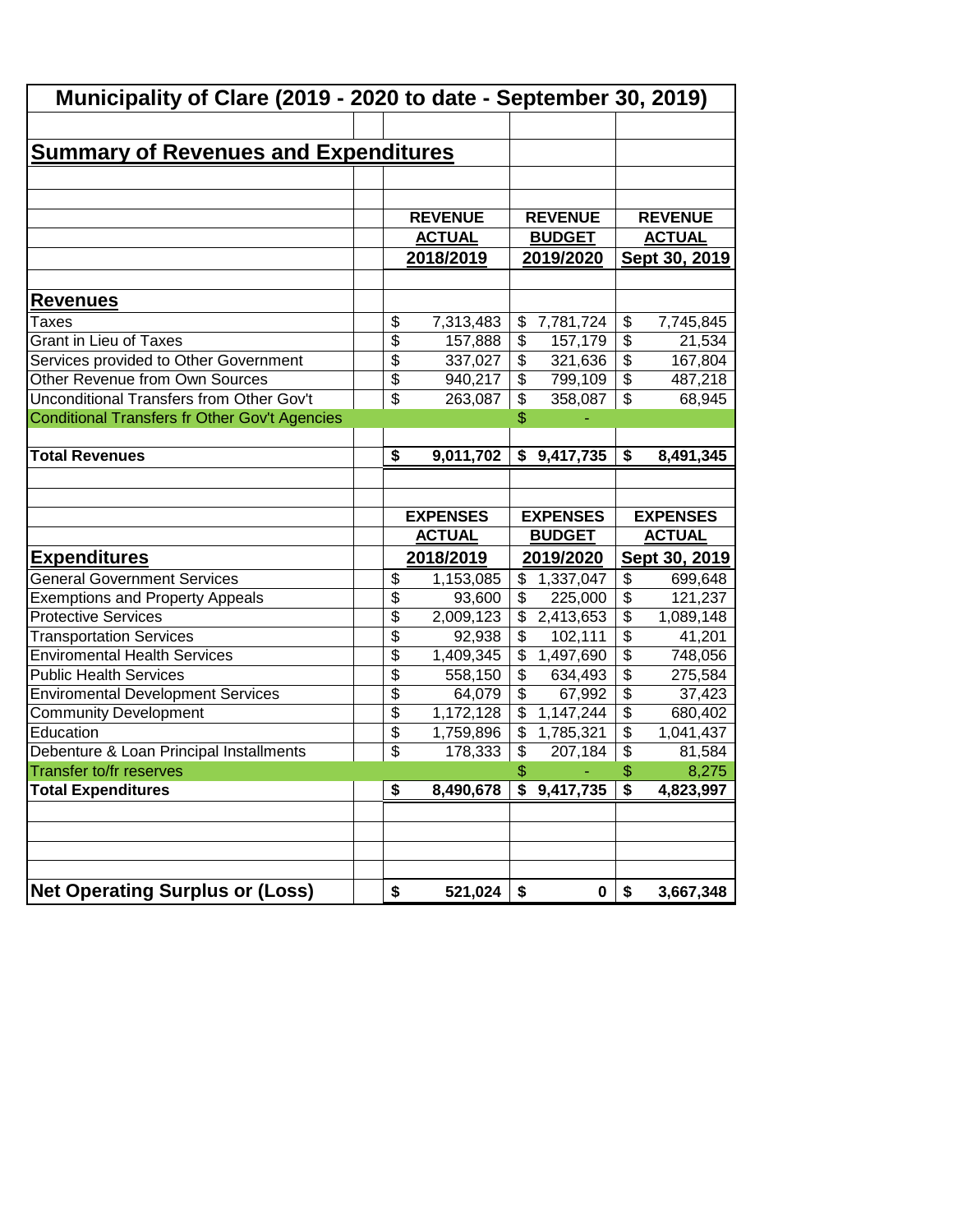# Municipality of Clare (2019 - 2020 to date - September 30, 2019)

## Summary of Revenues and Expenditures

| | REVENUE ACTUAL 2018/2019 | REVENUE BUDGET 2019/2020 | REVENUE ACTUAL Sept 30, 2019 |
|---|---|---|---|
| **Revenues** | | | |
| Taxes | $ 7,313,483 | $ 7,781,724 | $ 7,745,845 |
| Grant in Lieu of Taxes | $ 157,888 | $ 157,179 | $ 21,534 |
| Services provided to Other Government | $ 337,027 | $ 321,636 | $ 167,804 |
| Other Revenue from Own Sources | $ 940,217 | $ 799,109 | $ 487,218 |
| Unconditional Transfers from Other Gov't | $ 263,087 | $ 358,087 | $ 68,945 |
| Conditional Transfers fr Other Gov't Agencies | | $ - | |
| **Total Revenues** | **$ 9,011,702** | **$ 9,417,735** | **$ 8,491,345** |

| | EXPENSES ACTUAL 2018/2019 | EXPENSES BUDGET 2019/2020 | EXPENSES ACTUAL Sept 30, 2019 |
|---|---|---|---|
| **Expenditures** | | | |
| General Government Services | $ 1,153,085 | $ 1,337,047 | $ 699,648 |
| Exemptions and Property Appeals | $ 93,600 | $ 225,000 | $ 121,237 |
| Protective Services | $ 2,009,123 | $ 2,413,653 | $ 1,089,148 |
| Transportation Services | $ 92,938 | $ 102,111 | $ 41,201 |
| Enviromental Health Services | $ 1,409,345 | $ 1,497,690 | $ 748,056 |
| Public Health Services | $ 558,150 | $ 634,493 | $ 275,584 |
| Enviromental Development Services | $ 64,079 | $ 67,992 | $ 37,423 |
| Community Development | $ 1,172,128 | $ 1,147,244 | $ 680,402 |
| Education | $ 1,759,896 | $ 1,785,321 | $ 1,041,437 |
| Debenture & Loan Principal Installments | $ 178,333 | $ 207,184 | $ 81,584 |
| Transfer to/fr reserves | | $ - | $ 8,275 |
| **Total Expenditures** | **$ 8,490,678** | **$ 9,417,735** | **$ 4,823,997** |
| | | | |
| **Net Operating Surplus or (Loss)** | **$ 521,024** | **$ 0** | **$ 3,667,348** |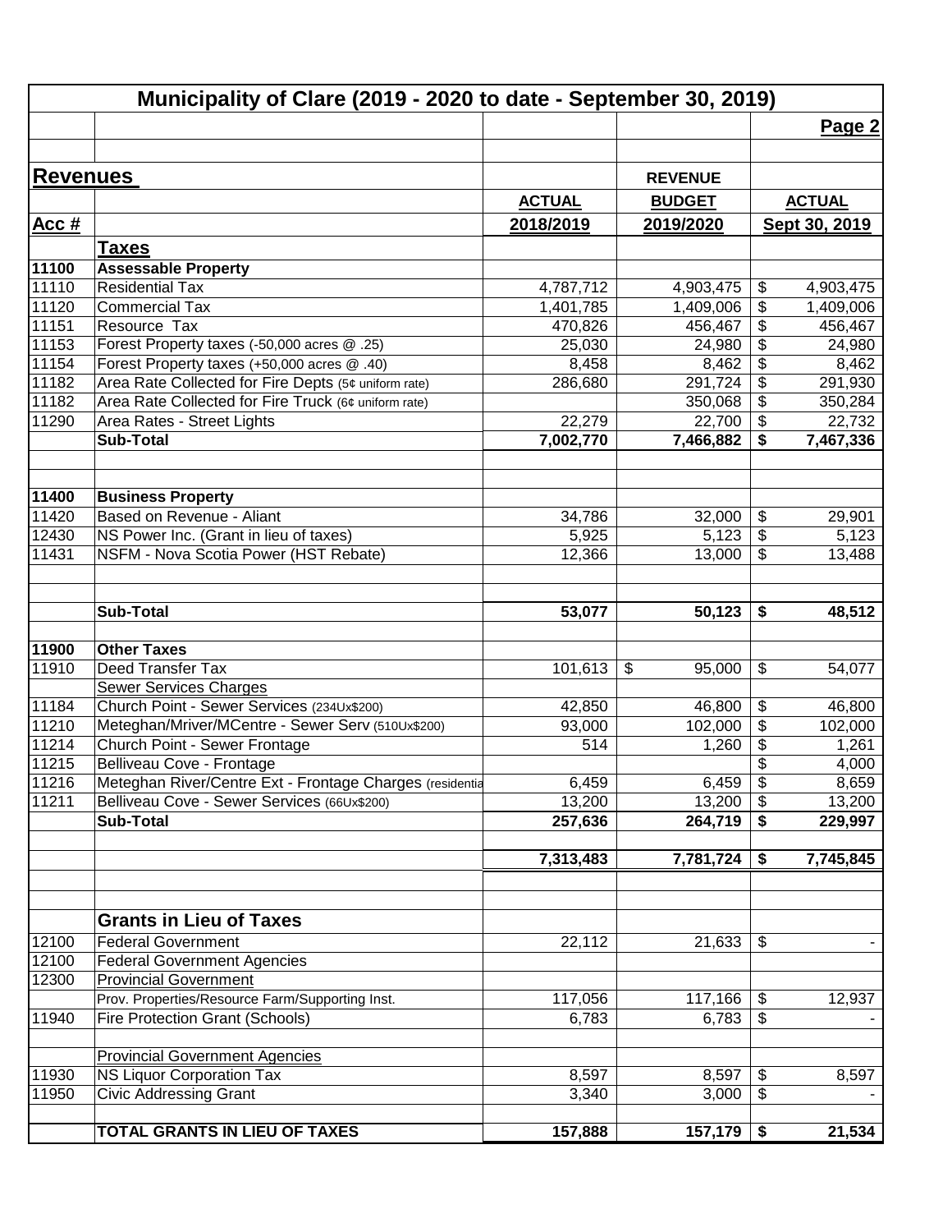# Municipality of Clare (2019 - 2020 to date - September 30, 2019)

| Acc # | Revenues | ACTUAL 2018/2019 | REVENUE BUDGET 2019/2020 | ACTUAL Sept 30, 2019 |
|---|---|---|---|---|
| | **Taxes** | | | |
| **11100** | **Assessable Property** | | | |
| 11110 | Residential Tax | 4,787,712 | 4,903,475 | $ 4,903,475 |
| 11120 | Commercial Tax | 1,401,785 | 1,409,006 | $ 1,409,006 |
| 11151 | Resource Tax | 470,826 | 456,467 | $ 456,467 |
| 11153 | Forest Property taxes (-50,000 acres @ .25) | 25,030 | 24,980 | $ 24,980 |
| 11154 | Forest Property taxes (+50,000 acres @ .40) | 8,458 | 8,462 | $ 8,462 |
| 11182 | Area Rate Collected for Fire Depts (5¢ uniform rate) | 286,680 | 291,724 | $ 291,930 |
| 11182 | Area Rate Collected for Fire Truck (6¢ uniform rate) | | 350,068 | $ 350,284 |
| 11290 | Area Rates - Street Lights | 22,279 | 22,700 | $ 22,732 |
| | **Sub-Total** | **7,002,770** | **7,466,882** | **$ 7,467,336** |
| | | | | |
| **11400** | **Business Property** | | | |
| 11420 | Based on Revenue - Aliant | 34,786 | 32,000 | $ 29,901 |
| 12430 | NS Power Inc. (Grant in lieu of taxes) | 5,925 | 5,123 | $ 5,123 |
| 11431 | NSFM - Nova Scotia Power (HST Rebate) | 12,366 | 13,000 | $ 13,488 |
| | **Sub-Total** | **53,077** | **50,123** | **$ 48,512** |
| | | | | |
| **11900** | **Other Taxes** | | | |
| 11910 | Deed Transfer Tax | 101,613 | $ 95,000 | $ 54,077 |
| | Sewer Services Charges | | | |
| 11184 | Church Point - Sewer Services (234Ux$200) | 42,850 | 46,800 | $ 46,800 |
| 11210 | Meteghan/Mriver/MCentre - Sewer Serv (510Ux$200) | 93,000 | 102,000 | $ 102,000 |
| 11214 | Church Point - Sewer Frontage | 514 | 1,260 | $ 1,261 |
| 11215 | Belliveau Cove - Frontage | | | $ 4,000 |
| 11216 | Meteghan River/Centre Ext - Frontage Charges (residentia | 6,459 | 6,459 | $ 8,659 |
| 11211 | Belliveau Cove - Sewer Services (66Ux$200) | 13,200 | 13,200 | $ 13,200 |
| | **Sub-Total** | **257,636** | **264,719** | **$ 229,997** |
| | | | | |
| | | **7,313,483** | **7,781,724** | **$ 7,745,845** |
| | | | | |
| | **Grants in Lieu of Taxes** | | | |
| 12100 | Federal Government | 22,112 | 21,633 | $ - |
| 12100 | Federal Government Agencies | | | |
| 12300 | Provincial Government | | | |
| | Prov. Properties/Resource Farm/Supporting Inst. | 117,056 | 117,166 | $ 12,937 |
| 11940 | Fire Protection Grant (Schools) | 6,783 | 6,783 | $ - |
| | | | | |
| | Provincial Government Agencies | | | |
| 11930 | NS Liquor Corporation Tax | 8,597 | 8,597 | $ 8,597 |
| 11950 | Civic Addressing Grant | 3,340 | 3,000 | $ - |
| | | | | |
| | **TOTAL GRANTS IN LIEU OF TAXES** | **157,888** | **157,179** | **$ 21,534** |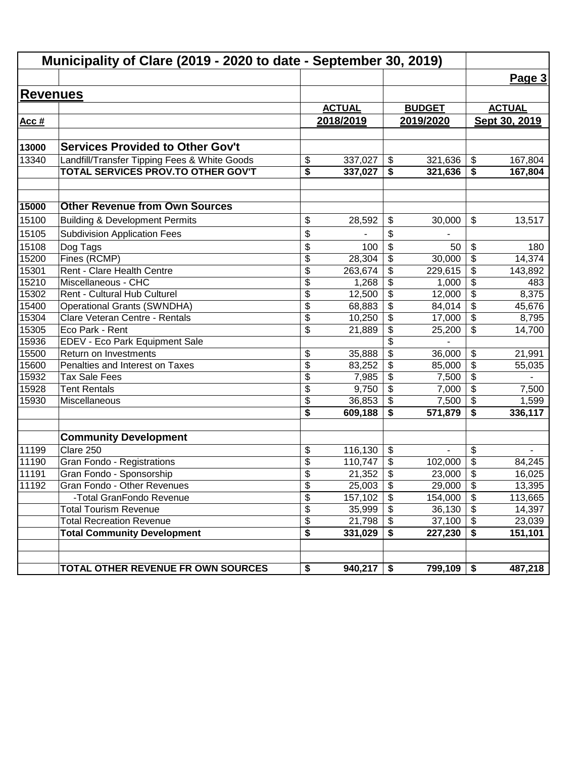# Municipality of Clare (2019 - 2020 to date - September 30, 2019)

## Revenues

| Acc # | | ACTUAL 2018/2019 | BUDGET 2019/2020 | ACTUAL Sept 30, 2019 |
|---|---|---|---|---|
| 13000 | **Services Provided to Other Gov't** | | | |
| 13340 | Landfill/Transfer Tipping Fees & White Goods | $ 337,027 | $ 321,636 | $ 167,804 |
| | **TOTAL SERVICES PROV.TO OTHER GOV'T** | **$ 337,027** | **$ 321,636** | **$ 167,804** |
| | | | | |
| 15000 | **Other Revenue from Own Sources** | | | |
| 15100 | Building & Development Permits | $ 28,592 | $ 30,000 | $ 13,517 |
| 15105 | Subdivision Application Fees | $ - | $ - | |
| 15108 | Dog Tags | $ 100 | $ 50 | $ 180 |
| 15200 | Fines (RCMP) | $ 28,304 | $ 30,000 | $ 14,374 |
| 15301 | Rent - Clare Health Centre | $ 263,674 | $ 229,615 | $ 143,892 |
| 15210 | Miscellaneous - CHC | $ 1,268 | $ 1,000 | $ 483 |
| 15302 | Rent - Cultural Hub Culturel | $ 12,500 | $ 12,000 | $ 8,375 |
| 15400 | Operational Grants (SWNDHA) | $ 68,883 | $ 84,014 | $ 45,676 |
| 15304 | Clare Veteran Centre - Rentals | $ 10,250 | $ 17,000 | $ 8,795 |
| 15305 | Eco Park - Rent | $ 21,889 | $ 25,200 | $ 14,700 |
| 15936 | EDEV - Eco Park Equipment Sale | | $ - | |
| 15500 | Return on Investments | $ 35,888 | $ 36,000 | $ 21,991 |
| 15600 | Penalties and Interest on Taxes | $ 83,252 | $ 85,000 | $ 55,035 |
| 15932 | Tax Sale Fees | $ 7,985 | $ 7,500 | $ - |
| 15928 | Tent Rentals | $ 9,750 | $ 7,000 | $ 7,500 |
| 15930 | Miscellaneous | $ 36,853 | $ 7,500 | $ 1,599 |
| | | **$ 609,188** | **$ 571,879** | **$ 336,117** |
| | | | | |
| | **Community Development** | | | |
| 11199 | Clare 250 | $ 116,130 | $ - | $ - |
| 11190 | Gran Fondo - Registrations | $ 110,747 | $ 102,000 | $ 84,245 |
| 11191 | Gran Fondo - Sponsorship | $ 21,352 | $ 23,000 | $ 16,025 |
| 11192 | Gran Fondo - Other Revenues | $ 25,003 | $ 29,000 | $ 13,395 |
| | -Total GranFondo Revenue | $ 157,102 | $ 154,000 | $ 113,665 |
| | Total Tourism Revenue | $ 35,999 | $ 36,130 | $ 14,397 |
| | Total Recreation Revenue | $ 21,798 | $ 37,100 | $ 23,039 |
| | **Total Community Development** | **$ 331,029** | **$ 227,230** | **$ 151,101** |
| | | | | |
| | **TOTAL OTHER REVENUE FR OWN SOURCES** | **$ 940,217** | **$ 799,109** | **$ 487,218** |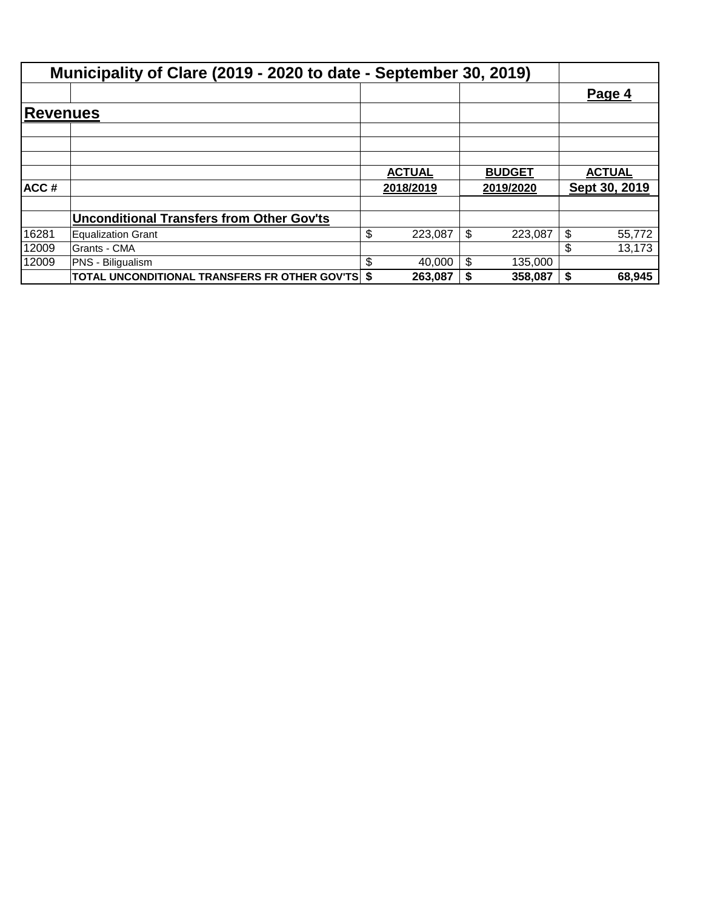# Municipality of Clare (2019 - 2020 to date - September 30, 2019)

**Page 4**

## Revenues

| ACC # | | ACTUAL 2018/2019 | BUDGET 2019/2020 | ACTUAL Sept 30, 2019 |
|---|---|---|---|---|
| | **Unconditional Transfers from Other Gov'ts** | | | |
| 16281 | Equalization Grant | $ 223,087 | $ 223,087 | $ 55,772 |
| 12009 | Grants - CMA | | | $ 13,173 |
| 12009 | PNS - Biligualism | $ 40,000 | $ 135,000 | |
| | **TOTAL UNCONDITIONAL TRANSFERS FR OTHER GOV'TS** | **$ 263,087** | **$ 358,087** | **$ 68,945** |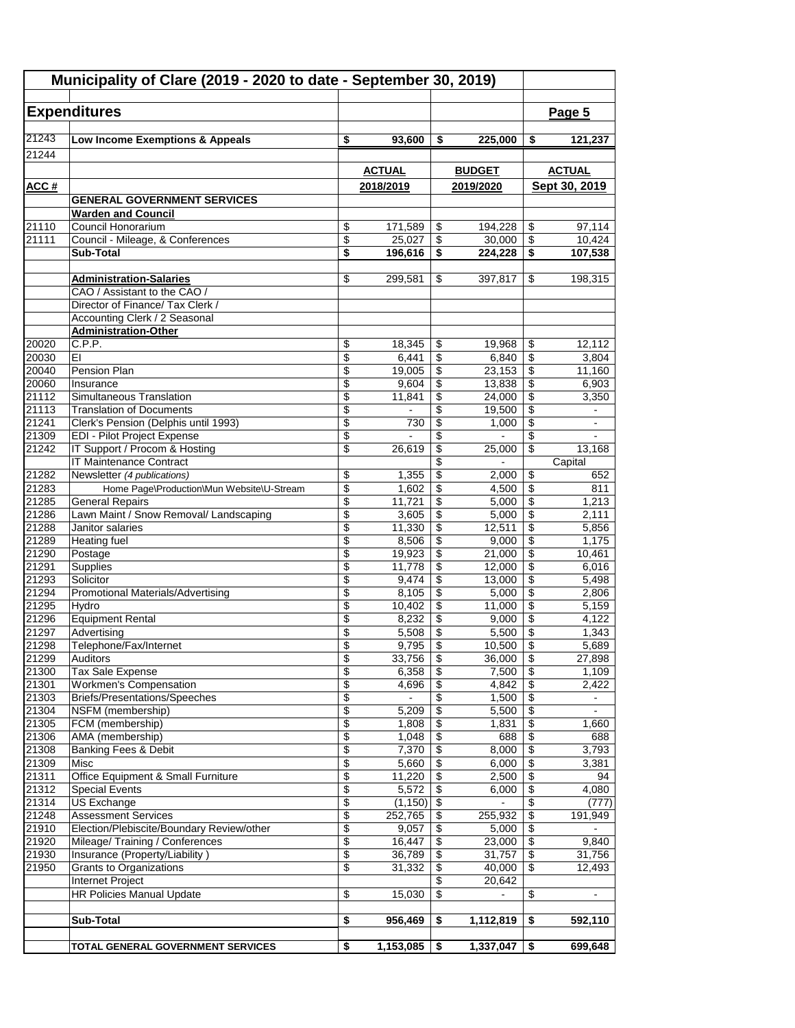# Municipality of Clare (2019 - 2020 to date - September 30, 2019)

## Expenditures

Page 5

| ACC # | | ACTUAL 2018/2019 | BUDGET 2019/2020 | ACTUAL Sept 30, 2019 |
|---|---|---|---|---|
| 21243 | **Low Income Exemptions & Appeals** | **$ 93,600** | **$ 225,000** | **$ 121,237** |
| 21244 | | | | |
| | **GENERAL GOVERNMENT SERVICES** | | | |
| | **Warden and Council** | | | |
| 21110 | Council Honorarium | $ 171,589 | $ 194,228 | $ 97,114 |
| 21111 | Council - Mileage, & Conferences | $ 25,027 | $ 30,000 | $ 10,424 |
| | **Sub-Total** | **$ 196,616** | **$ 224,228** | **$ 107,538** |
| | | | | |
| | **Administration-Salaries** | $ 299,581 | $ 397,817 | $ 198,315 |
| | CAO / Assistant to the CAO / | | | |
| | Director of Finance/ Tax Clerk / | | | |
| | Accounting Clerk / 2 Seasonal | | | |
| | **Administration-Other** | | | |
| 20020 | C.P.P. | $ 18,345 | $ 19,968 | $ 12,112 |
| 20030 | EI | $ 6,441 | $ 6,840 | $ 3,804 |
| 20040 | Pension Plan | $ 19,005 | $ 23,153 | $ 11,160 |
| 20060 | Insurance | $ 9,604 | $ 13,838 | $ 6,903 |
| 21112 | Simultaneous Translation | $ 11,841 | $ 24,000 | $ 3,350 |
| 21113 | Translation of Documents | $ - | $ 19,500 | $ - |
| 21241 | Clerk's Pension (Delphis until 1993) | $ 730 | $ 1,000 | $ - |
| 21309 | EDI - Pilot Project Expense | $ - | $ - | $ - |
| 21242 | IT Support / Procom & Hosting | $ 26,619 | $ 25,000 | $ 13,168 |
| | IT Maintenance Contract | | $ - | Capital |
| 21282 | Newsletter *(4 publications)* | $ 1,355 | $ 2,000 | $ 652 |
| 21283 | Home Page\Production\Mun Website\U-Stream | $ 1,602 | $ 4,500 | $ 811 |
| 21285 | General Repairs | $ 11,721 | $ 5,000 | $ 1,213 |
| 21286 | Lawn Maint / Snow Removal/ Landscaping | $ 3,605 | $ 5,000 | $ 2,111 |
| 21288 | Janitor salaries | $ 11,330 | $ 12,511 | $ 5,856 |
| 21289 | Heating fuel | $ 8,506 | $ 9,000 | $ 1,175 |
| 21290 | Postage | $ 19,923 | $ 21,000 | $ 10,461 |
| 21291 | Supplies | $ 11,778 | $ 12,000 | $ 6,016 |
| 21293 | Solicitor | $ 9,474 | $ 13,000 | $ 5,498 |
| 21294 | Promotional Materials/Advertising | $ 8,105 | $ 5,000 | $ 2,806 |
| 21295 | Hydro | $ 10,402 | $ 11,000 | $ 5,159 |
| 21296 | Equipment Rental | $ 8,232 | $ 9,000 | $ 4,122 |
| 21297 | Advertising | $ 5,508 | $ 5,500 | $ 1,343 |
| 21298 | Telephone/Fax/Internet | $ 9,795 | $ 10,500 | $ 5,689 |
| 21299 | Auditors | $ 33,756 | $ 36,000 | $ 27,898 |
| 21300 | Tax Sale Expense | $ 6,358 | $ 7,500 | $ 1,109 |
| 21301 | Workmen's Compensation | $ 4,696 | $ 4,842 | $ 2,422 |
| 21303 | Briefs/Presentations/Speeches | $ - | $ 1,500 | $ - |
| 21304 | NSFM (membership) | $ 5,209 | $ 5,500 | $ - |
| 21305 | FCM (membership) | $ 1,808 | $ 1,831 | $ 1,660 |
| 21306 | AMA (membership) | $ 1,048 | $ 688 | $ 688 |
| 21308 | Banking Fees & Debit | $ 7,370 | $ 8,000 | $ 3,793 |
| 21309 | Misc | $ 5,660 | $ 6,000 | $ 3,381 |
| 21311 | Office Equipment & Small Furniture | $ 11,220 | $ 2,500 | $ 94 |
| 21312 | Special Events | $ 5,572 | $ 6,000 | $ 4,080 |
| 21314 | US Exchange | $ (1,150) | $ - | $ (777) |
| 21248 | Assessment Services | $ 252,765 | $ 255,932 | $ 191,949 |
| 21910 | Election/Plebiscite/Boundary Review/other | $ 9,057 | $ 5,000 | $ - |
| 21920 | Mileage/ Training / Conferences | $ 16,447 | $ 23,000 | $ 9,840 |
| 21930 | Insurance (Property/Liability ) | $ 36,789 | $ 31,757 | $ 31,756 |
| 21950 | Grants to Organizations | $ 31,332 | $ 40,000 | $ 12,493 |
| | Internet Project | | $ 20,642 | |
| | HR Policies Manual Update | $ 15,030 | $ - | $ - |
| | | | | |
| | **Sub-Total** | **$ 956,469** | **$ 1,112,819** | **$ 592,110** |
| | | | | |
| | **TOTAL GENERAL GOVERNMENT SERVICES** | **$ 1,153,085** | **$ 1,337,047** | **$ 699,648** |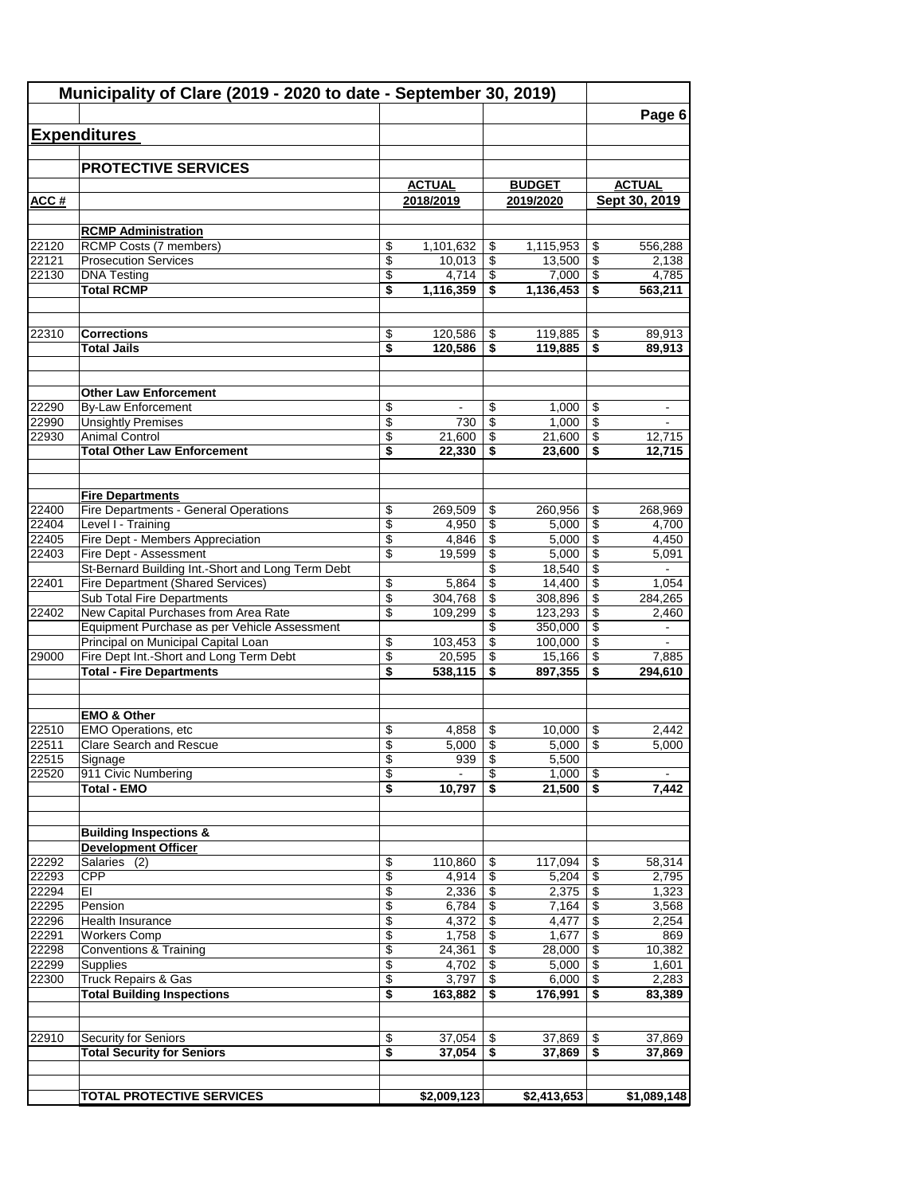# Municipality of Clare (2019 - 2020 to date - September 30, 2019)

## Expenditures

### PROTECTIVE SERVICES

| ACC # | | ACTUAL 2018/2019 | BUDGET 2019/2020 | ACTUAL Sept 30, 2019 |
|---|---|---|---|---|
| | **RCMP Administration** | | | |
| 22120 | RCMP Costs (7 members) | $ 1,101,632 | $ 1,115,953 | $ 556,288 |
| 22121 | Prosecution Services | $ 10,013 | $ 13,500 | $ 2,138 |
| 22130 | DNA Testing | $ 4,714 | $ 7,000 | $ 4,785 |
| | **Total RCMP** | **$ 1,116,359** | **$ 1,136,453** | **$ 563,211** |
| | | | | |
| 22310 | **Corrections** | $ 120,586 | $ 119,885 | $ 89,913 |
| | **Total Jails** | **$ 120,586** | **$ 119,885** | **$ 89,913** |
| | | | | |
| | **Other Law Enforcement** | | | |
| 22290 | By-Law Enforcement | $ - | $ 1,000 | $ - |
| 22990 | Unsightly Premises | $ 730 | $ 1,000 | $ - |
| 22930 | Animal Control | $ 21,600 | $ 21,600 | $ 12,715 |
| | **Total Other Law Enforcement** | **$ 22,330** | **$ 23,600** | **$ 12,715** |
| | | | | |
| | **Fire Departments** | | | |
| 22400 | Fire Departments - General Operations | $ 269,509 | $ 260,956 | $ 268,969 |
| 22404 | Level I - Training | $ 4,950 | $ 5,000 | $ 4,700 |
| 22405 | Fire Dept - Members Appreciation | $ 4,846 | $ 5,000 | $ 4,450 |
| 22403 | Fire Dept - Assessment | $ 19,599 | $ 5,000 | $ 5,091 |
| | St-Bernard Building Int.-Short and Long Term Debt | | $ 18,540 | $ - |
| 22401 | Fire Department (Shared Services) | $ 5,864 | $ 14,400 | $ 1,054 |
| | Sub Total Fire Departments | $ 304,768 | $ 308,896 | $ 284,265 |
| 22402 | New Capital Purchases from Area Rate | $ 109,299 | $ 123,293 | $ 2,460 |
| | Equipment Purchase as per Vehicle Assessment | | $ 350,000 | $ - |
| | Principal on Municipal Capital Loan | $ 103,453 | $ 100,000 | $ - |
| 29000 | Fire Dept Int.-Short and Long Term Debt | $ 20,595 | $ 15,166 | $ 7,885 |
| | **Total - Fire Departments** | **$ 538,115** | **$ 897,355** | **$ 294,610** |
| | | | | |
| | **EMO & Other** | | | |
| 22510 | EMO Operations, etc | $ 4,858 | $ 10,000 | $ 2,442 |
| 22511 | Clare Search and Rescue | $ 5,000 | $ 5,000 | $ 5,000 |
| 22515 | Signage | $ 939 | $ 5,500 | |
| 22520 | 911 Civic Numbering | $ - | $ 1,000 | $ - |
| | **Total - EMO** | **$ 10,797** | **$ 21,500** | **$ 7,442** |
| | | | | |
| | **Building Inspections & Development Officer** | | | |
| 22292 | Salaries (2) | $ 110,860 | $ 117,094 | $ 58,314 |
| 22293 | CPP | $ 4,914 | $ 5,204 | $ 2,795 |
| 22294 | EI | $ 2,336 | $ 2,375 | $ 1,323 |
| 22295 | Pension | $ 6,784 | $ 7,164 | $ 3,568 |
| 22296 | Health Insurance | $ 4,372 | $ 4,477 | $ 2,254 |
| 22291 | Workers Comp | $ 1,758 | $ 1,677 | $ 869 |
| 22298 | Conventions & Training | $ 24,361 | $ 28,000 | $ 10,382 |
| 22299 | Supplies | $ 4,702 | $ 5,000 | $ 1,601 |
| 22300 | Truck Repairs & Gas | $ 3,797 | $ 6,000 | $ 2,283 |
| | **Total Building Inspections** | **$ 163,882** | **$ 176,991** | **$ 83,389** |
| | | | | |
| 22910 | Security for Seniors | $ 37,054 | $ 37,869 | $ 37,869 |
| | **Total Security for Seniors** | **$ 37,054** | **$ 37,869** | **$ 37,869** |
| | | | | |
| | **TOTAL PROTECTIVE SERVICES** | **$2,009,123** | **$2,413,653** | **$1,089,148** |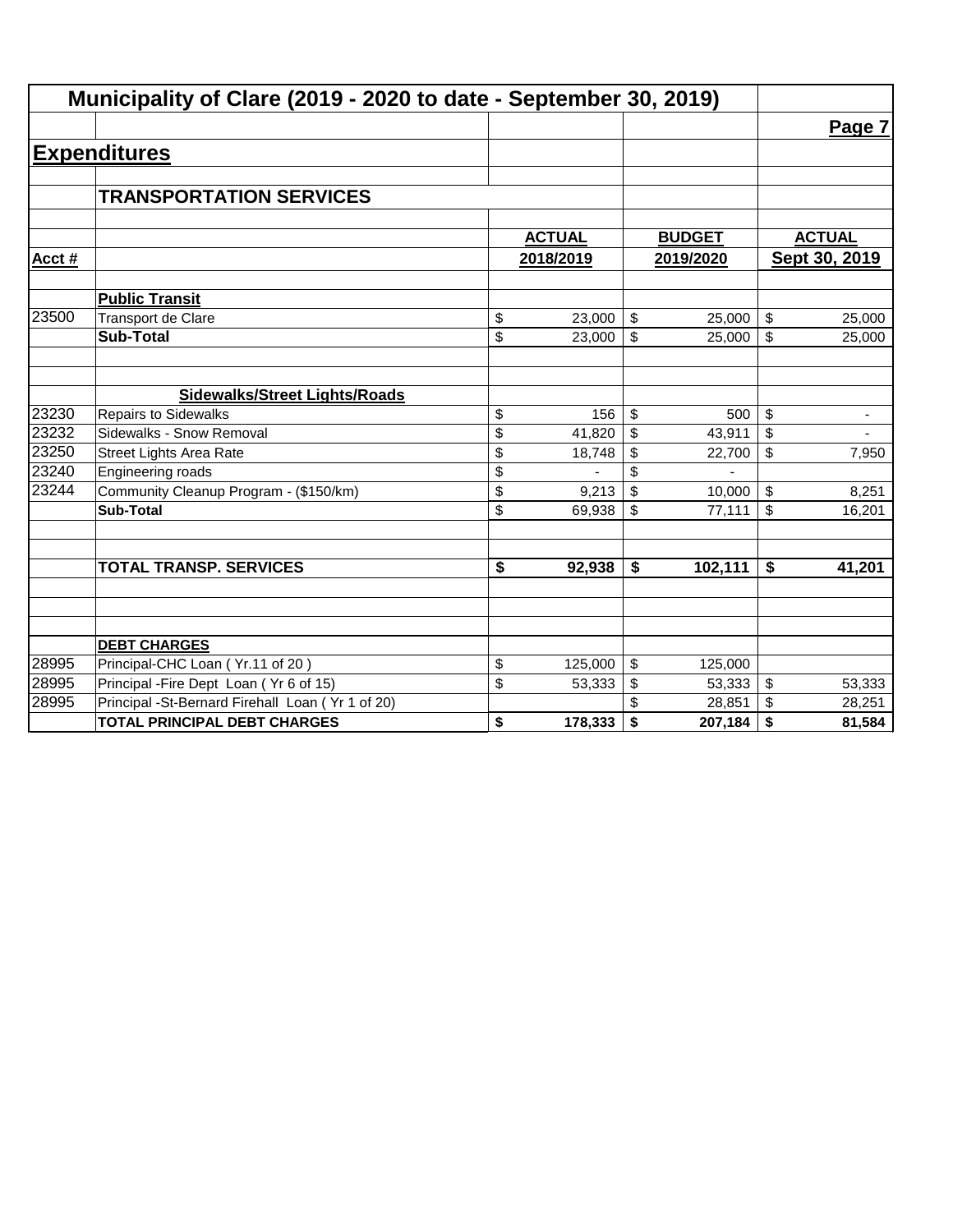# Municipality of Clare (2019 - 2020 to date - September 30, 2019)

## Expenditures

### TRANSPORTATION SERVICES

| Acct # | | ACTUAL 2018/2019 | BUDGET 2019/2020 | ACTUAL Sept 30, 2019 |
|---|---|---|---|---|
| | **Public Transit** | | | |
| 23500 | Transport de Clare | $ 23,000 | $ 25,000 | $ 25,000 |
| | **Sub-Total** | $ 23,000 | $ 25,000 | $ 25,000 |
| | | | | |
| | **Sidewalks/Street Lights/Roads** | | | |
| 23230 | Repairs to Sidewalks | $ 156 | $ 500 | $ - |
| 23232 | Sidewalks - Snow Removal | $ 41,820 | $ 43,911 | $ - |
| 23250 | Street Lights Area Rate | $ 18,748 | $ 22,700 | $ 7,950 |
| 23240 | Engineering roads | $ - | $ - | |
| 23244 | Community Cleanup Program - ($150/km) | $ 9,213 | $ 10,000 | $ 8,251 |
| | **Sub-Total** | $ 69,938 | $ 77,111 | $ 16,201 |
| | | | | |
| | **TOTAL TRANSP. SERVICES** | **$ 92,938** | **$ 102,111** | **$ 41,201** |
| | | | | |
| | **DEBT CHARGES** | | | |
| 28995 | Principal-CHC Loan ( Yr.11 of 20 ) | $ 125,000 | $ 125,000 | |
| 28995 | Principal -Fire Dept Loan ( Yr 6 of 15) | $ 53,333 | $ 53,333 | $ 53,333 |
| 28995 | Principal -St-Bernard Firehall Loan ( Yr 1 of 20) | | $ 28,851 | $ 28,251 |
| | **TOTAL PRINCIPAL DEBT CHARGES** | **$ 178,333** | **$ 207,184** | **$ 81,584** |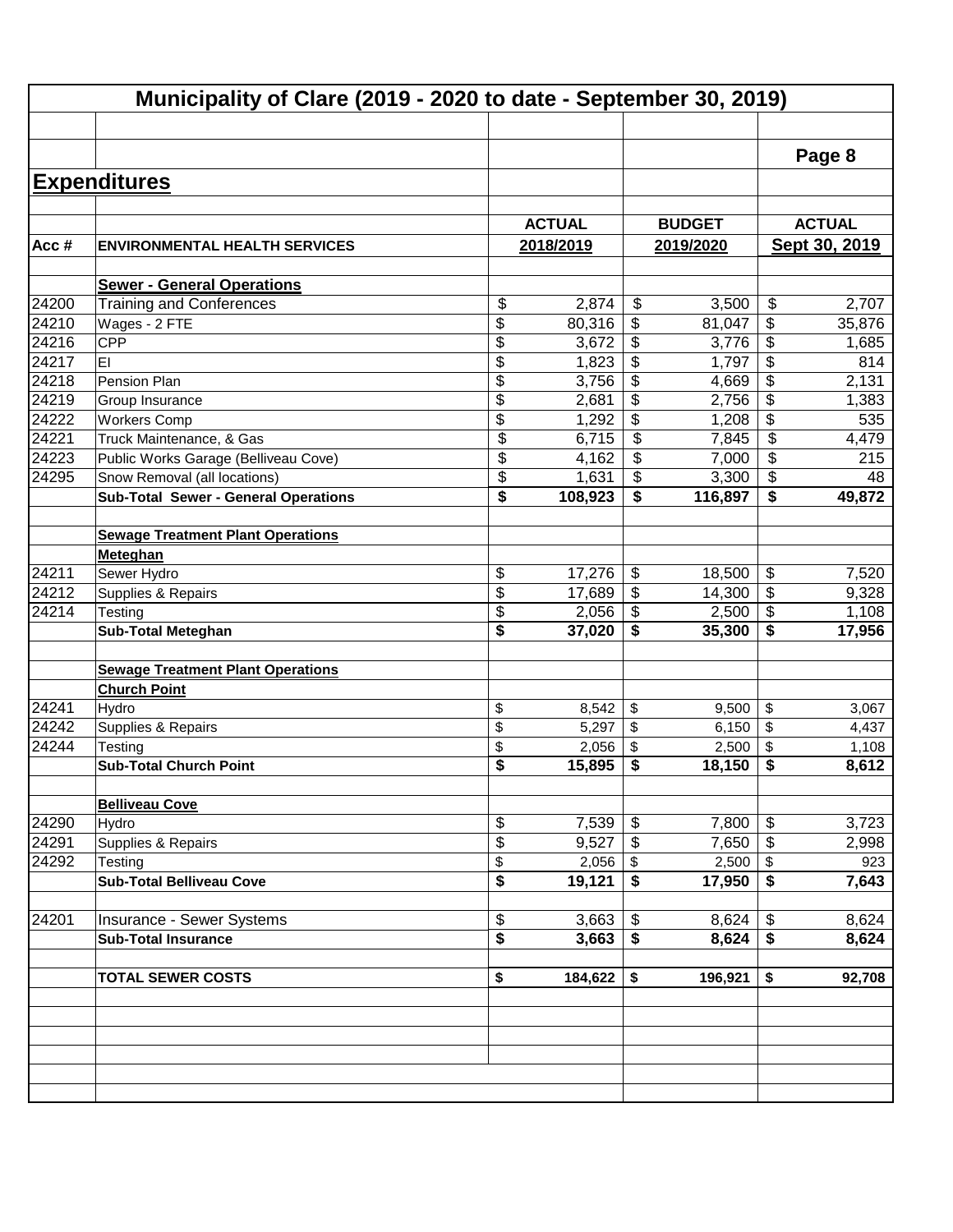# Municipality of Clare (2019 - 2020 to date - September 30, 2019)

## Expenditures

| Acc # | ENVIRONMENTAL HEALTH SERVICES | ACTUAL 2018/2019 | BUDGET 2019/2020 | ACTUAL Sept 30, 2019 |
|---|---|---|---|---|
| | **Sewer - General Operations** | | | |
| 24200 | Training and Conferences | $ 2,874 | $ 3,500 | $ 2,707 |
| 24210 | Wages - 2 FTE | $ 80,316 | $ 81,047 | $ 35,876 |
| 24216 | CPP | $ 3,672 | $ 3,776 | $ 1,685 |
| 24217 | EI | $ 1,823 | $ 1,797 | $ 814 |
| 24218 | Pension Plan | $ 3,756 | $ 4,669 | $ 2,131 |
| 24219 | Group Insurance | $ 2,681 | $ 2,756 | $ 1,383 |
| 24222 | Workers Comp | $ 1,292 | $ 1,208 | $ 535 |
| 24221 | Truck Maintenance, & Gas | $ 6,715 | $ 7,845 | $ 4,479 |
| 24223 | Public Works Garage (Belliveau Cove) | $ 4,162 | $ 7,000 | $ 215 |
| 24295 | Snow Removal (all locations) | $ 1,631 | $ 3,300 | $ 48 |
| | **Sub-Total Sewer - General Operations** | **$ 108,923** | **$ 116,897** | **$ 49,872** |
| | | | | |
| | **Sewage Treatment Plant Operations** | | | |
| | **Meteghan** | | | |
| 24211 | Sewer Hydro | $ 17,276 | $ 18,500 | $ 7,520 |
| 24212 | Supplies & Repairs | $ 17,689 | $ 14,300 | $ 9,328 |
| 24214 | Testing | $ 2,056 | $ 2,500 | $ 1,108 |
| | **Sub-Total Meteghan** | **$ 37,020** | **$ 35,300** | **$ 17,956** |
| | | | | |
| | **Sewage Treatment Plant Operations** | | | |
| | **Church Point** | | | |
| 24241 | Hydro | $ 8,542 | $ 9,500 | $ 3,067 |
| 24242 | Supplies & Repairs | $ 5,297 | $ 6,150 | $ 4,437 |
| 24244 | Testing | $ 2,056 | $ 2,500 | $ 1,108 |
| | **Sub-Total Church Point** | **$ 15,895** | **$ 18,150** | **$ 8,612** |
| | | | | |
| | **Belliveau Cove** | | | |
| 24290 | Hydro | $ 7,539 | $ 7,800 | $ 3,723 |
| 24291 | Supplies & Repairs | $ 9,527 | $ 7,650 | $ 2,998 |
| 24292 | Testing | $ 2,056 | $ 2,500 | $ 923 |
| | **Sub-Total Belliveau Cove** | **$ 19,121** | **$ 17,950** | **$ 7,643** |
| | | | | |
| 24201 | Insurance - Sewer Systems | $ 3,663 | $ 8,624 | $ 8,624 |
| | **Sub-Total Insurance** | **$ 3,663** | **$ 8,624** | **$ 8,624** |
| | | | | |
| | **TOTAL SEWER COSTS** | **$ 184,622** | **$ 196,921** | **$ 92,708** |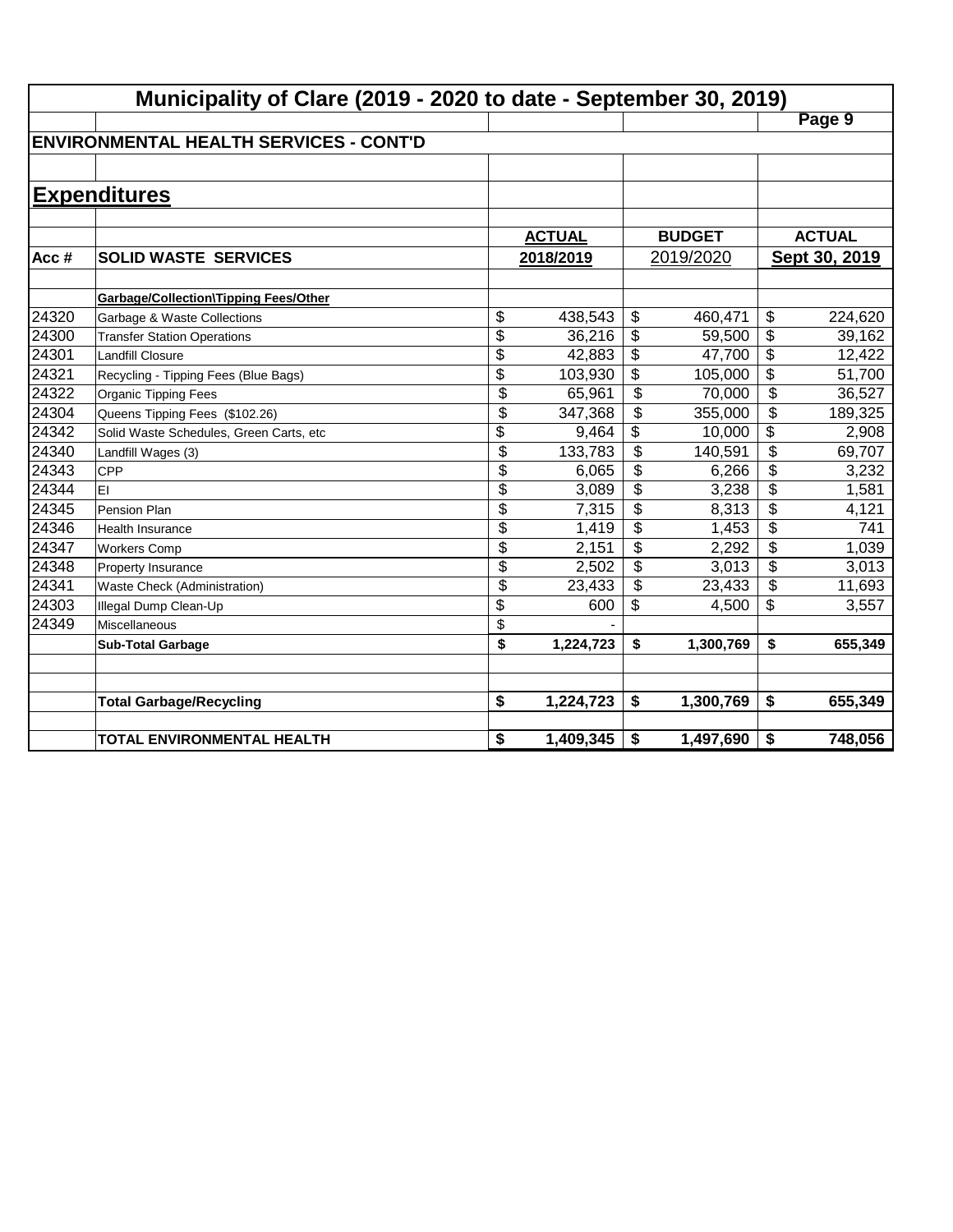# Municipality of Clare (2019 - 2020 to date - September 30, 2019)

## ENVIRONMENTAL HEALTH SERVICES - CONT'D

## Expenditures

| Acc # | SOLID WASTE SERVICES | ACTUAL 2018/2019 | BUDGET 2019/2020 | ACTUAL Sept 30, 2019 |
|---|---|---|---|---|
| | **Garbage/Collection\Tipping Fees/Other** | | | |
| 24320 | Garbage & Waste Collections | $ 438,543 | $ 460,471 | $ 224,620 |
| 24300 | Transfer Station Operations | $ 36,216 | $ 59,500 | $ 39,162 |
| 24301 | Landfill Closure | $ 42,883 | $ 47,700 | $ 12,422 |
| 24321 | Recycling - Tipping Fees (Blue Bags) | $ 103,930 | $ 105,000 | $ 51,700 |
| 24322 | Organic Tipping Fees | $ 65,961 | $ 70,000 | $ 36,527 |
| 24304 | Queens Tipping Fees ($102.26) | $ 347,368 | $ 355,000 | $ 189,325 |
| 24342 | Solid Waste Schedules, Green Carts, etc | $ 9,464 | $ 10,000 | $ 2,908 |
| 24340 | Landfill Wages (3) | $ 133,783 | $ 140,591 | $ 69,707 |
| 24343 | CPP | $ 6,065 | $ 6,266 | $ 3,232 |
| 24344 | EI | $ 3,089 | $ 3,238 | $ 1,581 |
| 24345 | Pension Plan | $ 7,315 | $ 8,313 | $ 4,121 |
| 24346 | Health Insurance | $ 1,419 | $ 1,453 | $ 741 |
| 24347 | Workers Comp | $ 2,151 | $ 2,292 | $ 1,039 |
| 24348 | Property Insurance | $ 2,502 | $ 3,013 | $ 3,013 |
| 24341 | Waste Check (Administration) | $ 23,433 | $ 23,433 | $ 11,693 |
| 24303 | Illegal Dump Clean-Up | $ 600 | $ 4,500 | $ 3,557 |
| 24349 | Miscellaneous | $ - | | |
| | **Sub-Total Garbage** | **$ 1,224,723** | **$ 1,300,769** | **$ 655,349** |
| | | | | |
| | **Total Garbage/Recycling** | **$ 1,224,723** | **$ 1,300,769** | **$ 655,349** |
| | | | | |
| | **TOTAL ENVIRONMENTAL HEALTH** | **$ 1,409,345** | **$ 1,497,690** | **$ 748,056** |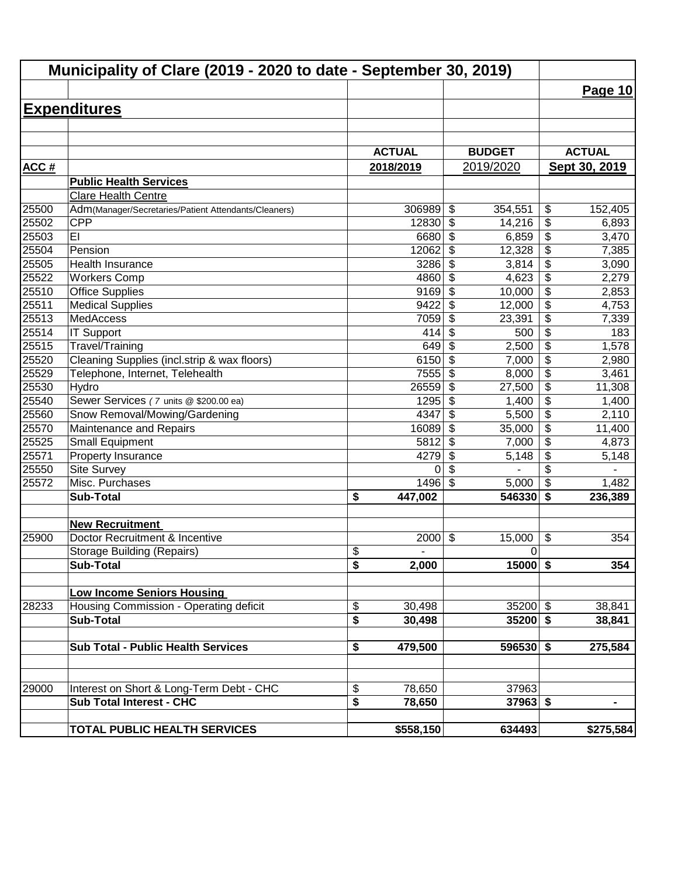# Municipality of Clare (2019 - 2020 to date - September 30, 2019)

**Page 10**

## Expenditures

| ACC # | | ACTUAL 2018/2019 | BUDGET 2019/2020 | ACTUAL Sept 30, 2019 |
|---|---|---|---|---|
| | **Public Health Services** | | | |
| | Clare Health Centre | | | |
| 25500 | Adm(Manager/Secretaries/Patient Attendants/Cleaners) | 306989 | $ 354,551 | $ 152,405 |
| 25502 | CPP | 12830 | $ 14,216 | $ 6,893 |
| 25503 | EI | 6680 | $ 6,859 | $ 3,470 |
| 25504 | Pension | 12062 | $ 12,328 | $ 7,385 |
| 25505 | Health Insurance | 3286 | $ 3,814 | $ 3,090 |
| 25522 | Workers Comp | 4860 | $ 4,623 | $ 2,279 |
| 25510 | Office Supplies | 9169 | $ 10,000 | $ 2,853 |
| 25511 | Medical Supplies | 9422 | $ 12,000 | $ 4,753 |
| 25513 | MedAccess | 7059 | $ 23,391 | $ 7,339 |
| 25514 | IT Support | 414 | $ 500 | $ 183 |
| 25515 | Travel/Training | 649 | $ 2,500 | $ 1,578 |
| 25520 | Cleaning Supplies (incl.strip & wax floors) | 6150 | $ 7,000 | $ 2,980 |
| 25529 | Telephone, Internet, Telehealth | 7555 | $ 8,000 | $ 3,461 |
| 25530 | Hydro | 26559 | $ 27,500 | $ 11,308 |
| 25540 | Sewer Services ( 7 units @ $200.00 ea) | 1295 | $ 1,400 | $ 1,400 |
| 25560 | Snow Removal/Mowing/Gardening | 4347 | $ 5,500 | $ 2,110 |
| 25570 | Maintenance and Repairs | 16089 | $ 35,000 | $ 11,400 |
| 25525 | Small Equipment | 5812 | $ 7,000 | $ 4,873 |
| 25571 | Property Insurance | 4279 | $ 5,148 | $ 5,148 |
| 25550 | Site Survey | 0 | $ - | $ - |
| 25572 | Misc. Purchases | 1496 | $ 5,000 | $ 1,482 |
| | **Sub-Total** | **$ 447,002** | **546330** | **$ 236,389** |
| | | | | |
| | **New Recruitment** | | | |
| 25900 | Doctor Recruitment & Incentive | 2000 | $ 15,000 | $ 354 |
| | Storage Building (Repairs) | $ - | 0 | |
| | **Sub-Total** | **$ 2,000** | **15000** | **$ 354** |
| | | | | |
| | **Low Income Seniors Housing** | | | |
| 28233 | Housing Commission - Operating deficit | $ 30,498 | 35200 | $ 38,841 |
| | **Sub-Total** | **$ 30,498** | **35200** | **$ 38,841** |
| | | | | |
| | **Sub Total - Public Health Services** | **$ 479,500** | **596530** | **$ 275,584** |
| | | | | |
| 29000 | Interest on Short & Long-Term Debt - CHC | $ 78,650 | 37963 | |
| | **Sub Total Interest - CHC** | **$ 78,650** | **37963** | **$ -** |
| | | | | |
| | **TOTAL PUBLIC HEALTH SERVICES** | **$558,150** | **634493** | **$275,584** |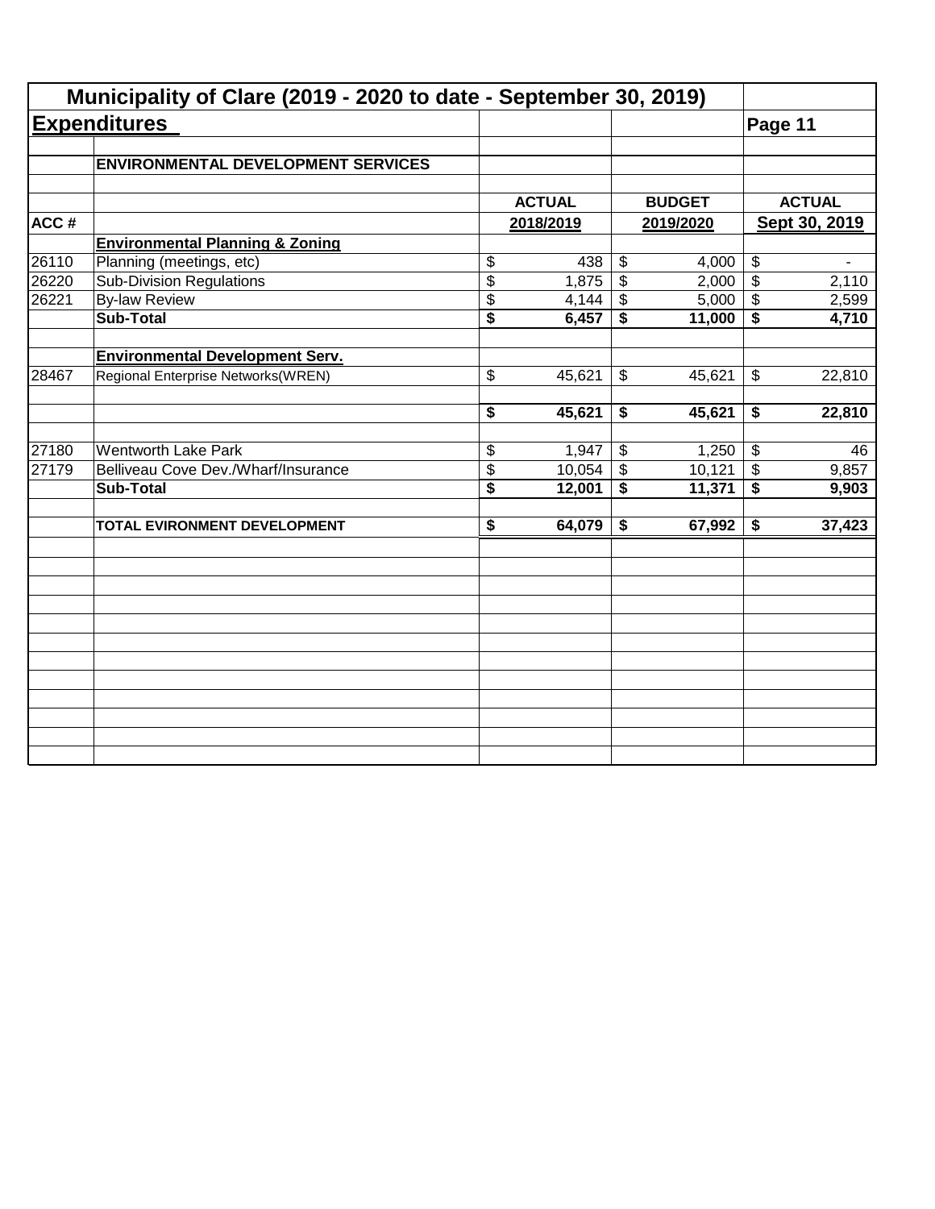# Municipality of Clare (2019 - 2020 to date - September 30, 2019)

## Expenditures

Page 11

| | ENVIRONMENTAL DEVELOPMENT SERVICES | | | |
|---|---|---|---|---|
| | | ACTUAL | BUDGET | ACTUAL |
| ACC # | | 2018/2019 | 2019/2020 | Sept 30, 2019 |
| | **Environmental Planning & Zoning** | | | |
| 26110 | Planning (meetings, etc) | $ 438 | $ 4,000 | $ - |
| 26220 | Sub-Division Regulations | $ 1,875 | $ 2,000 | $ 2,110 |
| 26221 | By-law Review | $ 4,144 | $ 5,000 | $ 2,599 |
| | **Sub-Total** | **$ 6,457** | **$ 11,000** | **$ 4,710** |
| | | | | |
| | **Environmental Development Serv.** | | | |
| 28467 | Regional Enterprise Networks(WREN) | $ 45,621 | $ 45,621 | $ 22,810 |
| | | | | |
| | | **$ 45,621** | **$ 45,621** | **$ 22,810** |
| | | | | |
| 27180 | Wentworth Lake Park | $ 1,947 | $ 1,250 | $ 46 |
| 27179 | Belliveau Cove Dev./Wharf/Insurance | $ 10,054 | $ 10,121 | $ 9,857 |
| | **Sub-Total** | **$ 12,001** | **$ 11,371** | **$ 9,903** |
| | | | | |
| | **TOTAL EVIRONMENT DEVELOPMENT** | **$ 64,079** | **$ 67,992** | **$ 37,423** |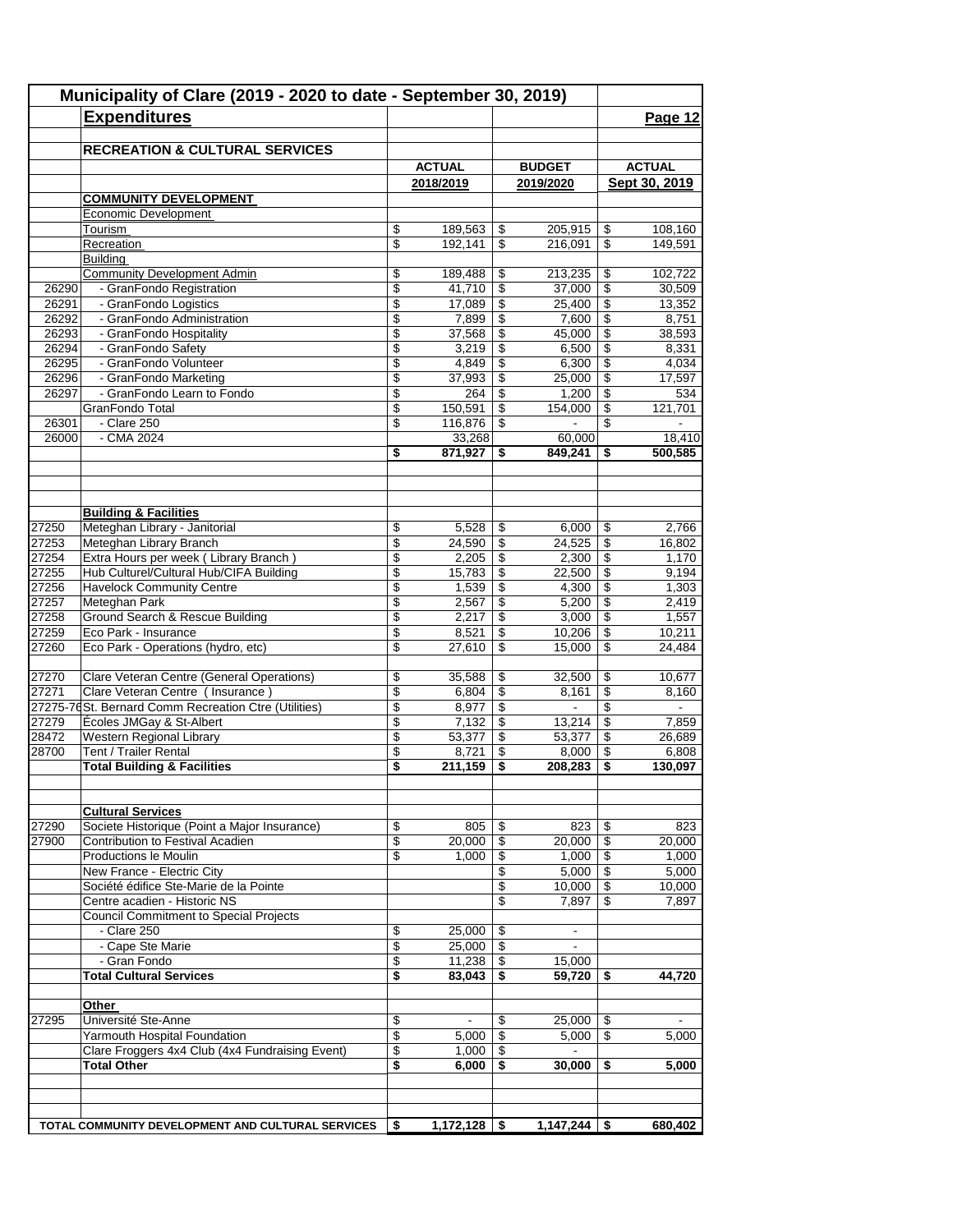# Municipality of Clare (2019 - 2020 to date - September 30, 2019)

## Expenditures

Page 12

### RECREATION & CULTURAL SERVICES

| Code | Item | ACTUAL 2018/2019 | BUDGET 2019/2020 | ACTUAL Sept 30, 2019 |
|---|---|---|---|---|
| | **COMMUNITY DEVELOPMENT** | | | |
| | Economic Development | | | |
| | Tourism | $ 189,563 | $ 205,915 | $ 108,160 |
| | Recreation | $ 192,141 | $ 216,091 | $ 149,591 |
| | Building | | | |
| | Community Development Admin | $ 189,488 | $ 213,235 | $ 102,722 |
| 26290 | - GranFondo Registration | $ 41,710 | $ 37,000 | $ 30,509 |
| 26291 | - GranFondo Logistics | $ 17,089 | $ 25,400 | $ 13,352 |
| 26292 | - GranFondo Administration | $ 7,899 | $ 7,600 | $ 8,751 |
| 26293 | - GranFondo Hospitality | $ 37,568 | $ 45,000 | $ 38,593 |
| 26294 | - GranFondo Safety | $ 3,219 | $ 6,500 | $ 8,331 |
| 26295 | - GranFondo Volunteer | $ 4,849 | $ 6,300 | $ 4,034 |
| 26296 | - GranFondo Marketing | $ 37,993 | $ 25,000 | $ 17,597 |
| 26297 | - GranFondo Learn to Fondo | $ 264 | $ 1,200 | $ 534 |
| | GranFondo Total | $ 150,591 | $ 154,000 | $ 121,701 |
| 26301 | - Clare 250 | $ 116,876 | $ - | $ - |
| 26000 | - CMA 2024 | 33,268 | 60,000 | 18,410 |
| | | **$ 871,927** | **$ 849,241** | **$ 500,585** |
| | **Building & Facilities** | | | |
| 27250 | Meteghan Library - Janitorial | $ 5,528 | $ 6,000 | $ 2,766 |
| 27253 | Meteghan Library Branch | $ 24,590 | $ 24,525 | $ 16,802 |
| 27254 | Extra Hours per week ( Library Branch ) | $ 2,205 | $ 2,300 | $ 1,170 |
| 27255 | Hub Culturel/Cultural Hub/CIFA Building | $ 15,783 | $ 22,500 | $ 9,194 |
| 27256 | Havelock Community Centre | $ 1,539 | $ 4,300 | $ 1,303 |
| 27257 | Meteghan Park | $ 2,567 | $ 5,200 | $ 2,419 |
| 27258 | Ground Search & Rescue Building | $ 2,217 | $ 3,000 | $ 1,557 |
| 27259 | Eco Park - Insurance | $ 8,521 | $ 10,206 | $ 10,211 |
| 27260 | Eco Park - Operations (hydro, etc) | $ 27,610 | $ 15,000 | $ 24,484 |
| 27270 | Clare Veteran Centre (General Operations) | $ 35,588 | $ 32,500 | $ 10,677 |
| 27271 | Clare Veteran Centre ( Insurance ) | $ 6,804 | $ 8,161 | $ 8,160 |
| 27275-76 | St. Bernard Comm Recreation Ctre (Utilities) | $ 8,977 | $ - | $ - |
| 27279 | Écoles JMGay & St-Albert | $ 7,132 | $ 13,214 | $ 7,859 |
| 28472 | Western Regional Library | $ 53,377 | $ 53,377 | $ 26,689 |
| 28700 | Tent / Trailer Rental | $ 8,721 | $ 8,000 | $ 6,808 |
| | **Total Building & Facilities** | **$ 211,159** | **$ 208,283** | **$ 130,097** |
| | **Cultural Services** | | | |
| 27290 | Societe Historique (Point a Major Insurance) | $ 805 | $ 823 | $ 823 |
| 27900 | Contribution to Festival Acadien | $ 20,000 | $ 20,000 | $ 20,000 |
| | Productions le Moulin | $ 1,000 | $ 1,000 | $ 1,000 |
| | New France - Electric City | | $ 5,000 | $ 5,000 |
| | Société édifice Ste-Marie de la Pointe | | $ 10,000 | $ 10,000 |
| | Centre acadien - Historic NS | | $ 7,897 | $ 7,897 |
| | Council Commitment to Special Projects | | | |
| | - Clare 250 | $ 25,000 | $ - | |
| | - Cape Ste Marie | $ 25,000 | $ - | |
| | - Gran Fondo | $ 11,238 | $ 15,000 | |
| | **Total Cultural Services** | **$ 83,043** | **$ 59,720** | **$ 44,720** |
| | **Other** | | | |
| 27295 | Université Ste-Anne | $ - | $ 25,000 | $ - |
| | Yarmouth Hospital Foundation | $ 5,000 | $ 5,000 | $ 5,000 |
| | Clare Froggers 4x4 Club (4x4 Fundraising Event) | $ 1,000 | $ - | |
| | **Total Other** | **$ 6,000** | **$ 30,000** | **$ 5,000** |
| | **TOTAL COMMUNITY DEVELOPMENT AND CULTURAL SERVICES** | **$ 1,172,128** | **$ 1,147,244** | **$ 680,402** |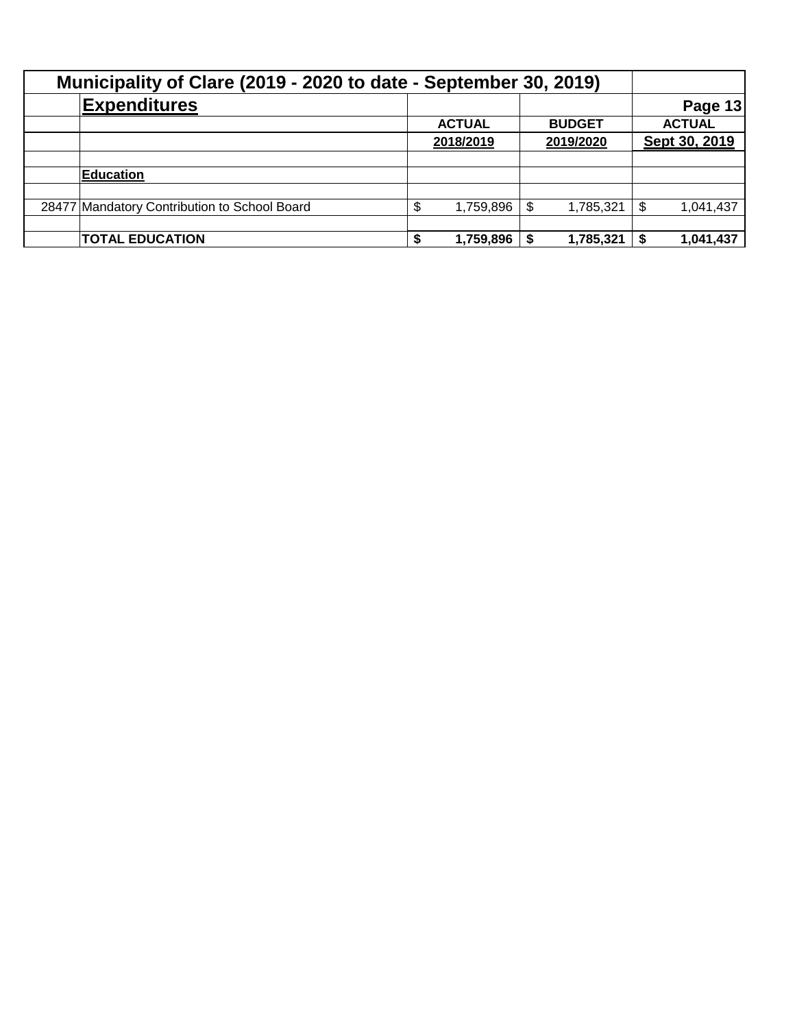| Municipality of Clare (2019 - 2020 to date - September 30, 2019) | | | | |
|---|---|---|---|---|
| | **Expenditures** | | | |
| | | **ACTUAL** | **BUDGET** | **ACTUAL** |
| | | **2018/2019** | **2019/2020** | **Sept 30, 2019** |
| | | | | |
| | **Education** | | | |
| | | | | |
| 28477 | Mandatory Contribution to School Board | $ 1,759,896 | $ 1,785,321 | $ 1,041,437 |
| | | | | |
| | **TOTAL EDUCATION** | **$ 1,759,896** | **$ 1,785,321** | **$ 1,041,437** |